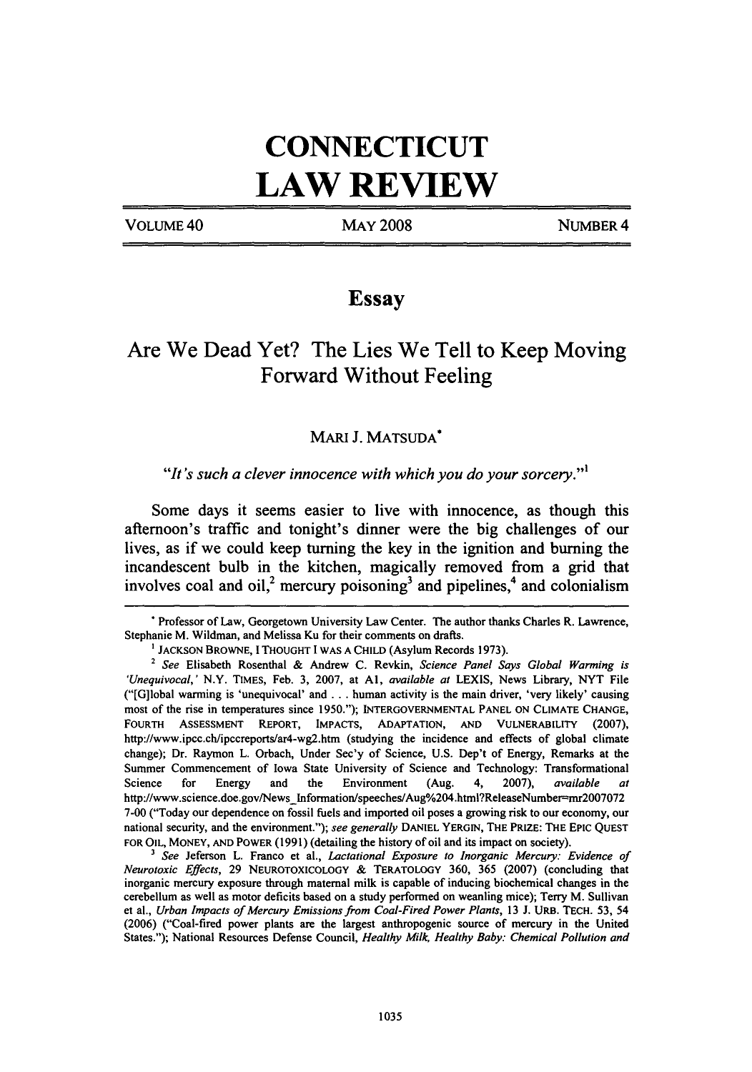# CONNECTICUT LAW REVIEW

VOLUME 40 | MAY 2008 | NUMBER 4

## Essay

## Are We Dead Yet? The Lies We Tell to Keep Moving Forward Without Feeling

MARI J. MATSUDA*

*"It's such a clever innocence with which you do your sorcery."*[1]

Some days it seems easier to live with innocence, as though this afternoon's traffic and tonight's dinner were the big challenges of our lives, as if we could keep turning the key in the ignition and burning the incandescent bulb in the kitchen, magically removed from a grid that involves coal and oil,[2] mercury poisoning[3] and pipelines,[4] and colonialism

---

* Professor of Law, Georgetown University Law Center. The author thanks Charles R. Lawrence, Stephanie M. Wildman, and Melissa Ku for their comments on drafts.

[1] JACKSON BROWNE, I THOUGHT I WAS A CHILD (Asylum Records 1973).

[2] *See* Elisabeth Rosenthal & Andrew C. Revkin, *Science Panel Says Global Warming is 'Unequivocal,'* N.Y. TIMES, Feb. 3, 2007, at A1, *available at* LEXIS, News Library, NYT File ("[G]lobal warming is 'unequivocal' and . . . human activity is the main driver, 'very likely' causing most of the rise in temperatures since 1950."); INTERGOVERNMENTAL PANEL ON CLIMATE CHANGE, FOURTH ASSESSMENT REPORT, IMPACTS, ADAPTATION, AND VULNERABILITY (2007), http://www.ipcc.ch/ipccreports/ar4-wg2.htm (studying the incidence and effects of global climate change); Dr. Raymon L. Orbach, Under Sec'y of Science, U.S. Dep't of Energy, Remarks at the Summer Commencement of Iowa State University of Science and Technology: Transformational Science for Energy and the Environment (Aug. 4, 2007), *available at* http://www.science.doe.gov/News_Information/speeches/Aug%204.html?ReleaseNumber=mr20070727-00 ("Today our dependence on fossil fuels and imported oil poses a growing risk to our economy, our national security, and the environment."); *see generally* DANIEL YERGIN, THE PRIZE: THE EPIC QUEST FOR OIL, MONEY, AND POWER (1991) (detailing the history of oil and its impact on society).

[3] *See* Jeferson L. Franco et al., *Lactational Exposure to Inorganic Mercury: Evidence of Neurotoxic Effects*, 29 NEUROTOXICOLOGY & TERATOLOGY 360, 365 (2007) (concluding that inorganic mercury exposure through maternal milk is capable of inducing biochemical changes in the cerebellum as well as motor deficits based on a study performed on weanling mice); Terry M. Sullivan et al., *Urban Impacts of Mercury Emissions from Coal-Fired Power Plants*, 13 J. URB. TECH. 53, 54 (2006) ("Coal-fired power plants are the largest anthropogenic source of mercury in the United States."); National Resources Defense Council, *Healthy Milk, Healthy Baby: Chemical Pollution and*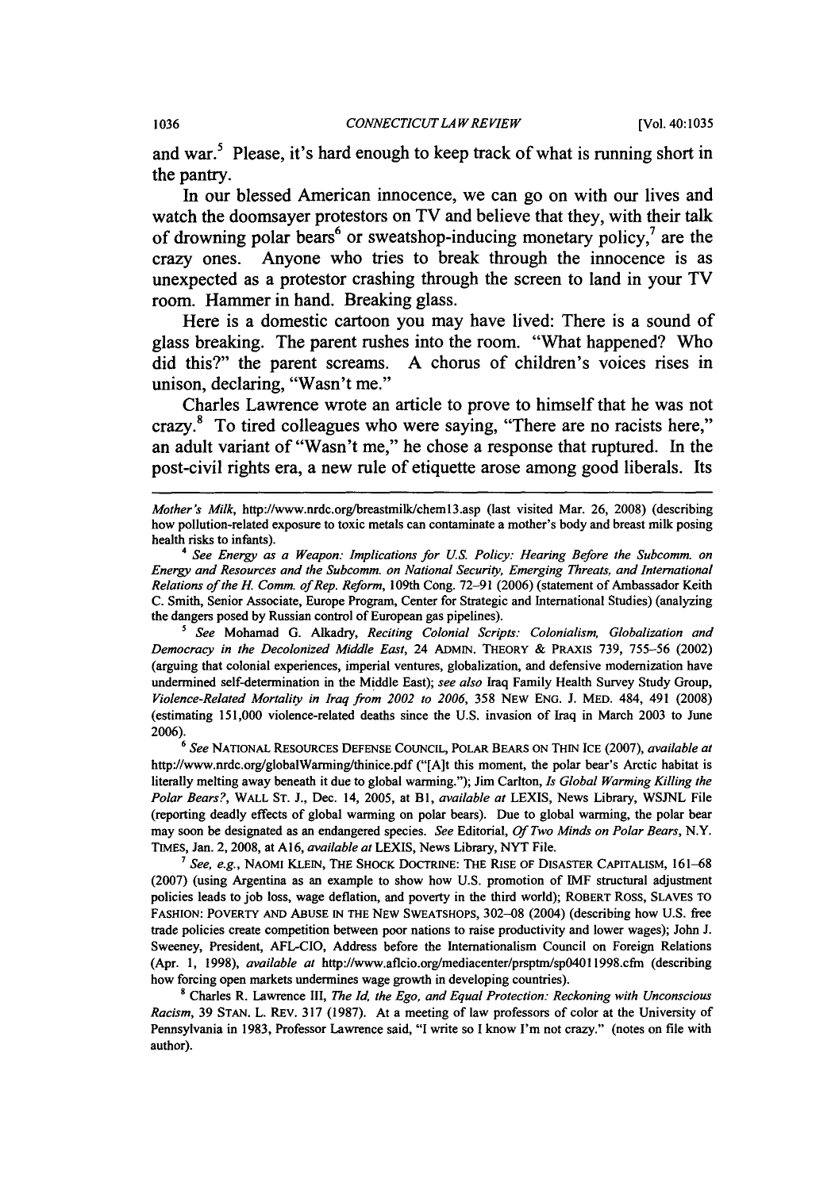and war.[5] Please, it's hard enough to keep track of what is running short in the pantry.

In our blessed American innocence, we can go on with our lives and watch the doomsayer protestors on TV and believe that they, with their talk of drowning polar bears[6] or sweatshop-inducing monetary policy,[7] are the crazy ones. Anyone who tries to break through the innocence is as unexpected as a protestor crashing through the screen to land in your TV room. Hammer in hand. Breaking glass.

Here is a domestic cartoon you may have lived: There is a sound of glass breaking. The parent rushes into the room. "What happened? Who did this?" the parent screams. A chorus of children's voices rises in unison, declaring, "Wasn't me."

Charles Lawrence wrote an article to prove to himself that he was not crazy.[8] To tired colleagues who were saying, "There are no racists here," an adult variant of "Wasn't me," he chose a response that ruptured. In the post-civil rights era, a new rule of etiquette arose among good liberals. Its

---

*Mother's Milk*, http://www.nrdc.org/breastmilk/chem13.asp (last visited Mar. 26, 2008) (describing how pollution-related exposure to toxic metals can contaminate a mother's body and breast milk posing health risks to infants).

[4] *See Energy as a Weapon: Implications for U.S. Policy: Hearing Before the Subcomm. on Energy and Resources and the Subcomm. on National Security, Emerging Threats, and International Relations of the H. Comm. of Rep. Reform*, 109th Cong. 72–91 (2006) (statement of Ambassador Keith C. Smith, Senior Associate, Europe Program, Center for Strategic and International Studies) (analyzing the dangers posed by Russian control of European gas pipelines).

[5] *See* Mohamad G. Alkadry, *Reciting Colonial Scripts: Colonialism, Globalization and Democracy in the Decolonized Middle East*, 24 ADMIN. THEORY & PRAXIS 739, 755–56 (2002) (arguing that colonial experiences, imperial ventures, globalization, and defensive modernization have undermined self-determination in the Middle East); *see also* Iraq Family Health Survey Study Group, *Violence-Related Mortality in Iraq from 2002 to 2006*, 358 NEW ENG. J. MED. 484, 491 (2008) (estimating 151,000 violence-related deaths since the U.S. invasion of Iraq in March 2003 to June 2006).

[6] *See* NATIONAL RESOURCES DEFENSE COUNCIL, POLAR BEARS ON THIN ICE (2007), *available at* http://www.nrdc.org/globalWarming/thinice.pdf ("[A]t this moment, the polar bear's Arctic habitat is literally melting away beneath it due to global warming."); Jim Carlton, *Is Global Warming Killing the Polar Bears?*, WALL ST. J., Dec. 14, 2005, at B1, *available at* LEXIS, News Library, WSJNL File (reporting deadly effects of global warming on polar bears). Due to global warming, the polar bear may soon be designated as an endangered species. *See* Editorial, *Of Two Minds on Polar Bears*, N.Y. TIMES, Jan. 2, 2008, at A16, *available at* LEXIS, News Library, NYT File.

[7] *See, e.g.*, NAOMI KLEIN, THE SHOCK DOCTRINE: THE RISE OF DISASTER CAPITALISM, 161–68 (2007) (using Argentina as an example to show how U.S. promotion of IMF structural adjustment policies leads to job loss, wage deflation, and poverty in the third world); ROBERT ROSS, SLAVES TO FASHION: POVERTY AND ABUSE IN THE NEW SWEATSHOPS, 302–08 (2004) (describing how U.S. free trade policies create competition between poor nations to raise productivity and lower wages); John J. Sweeney, President, AFL-CIO, Address before the Internationalism Council on Foreign Relations (Apr. 1, 1998), *available at* http://www.aflcio.org/mediacenter/prsptm/sp04011998.cfm (describing how forcing open markets undermines wage growth in developing countries).

[8] Charles R. Lawrence III, *The Id, the Ego, and Equal Protection: Reckoning with Unconscious Racism*, 39 STAN. L. REV. 317 (1987). At a meeting of law professors of color at the University of Pennsylvania in 1983, Professor Lawrence said, "I write so I know I'm not crazy." (notes on file with author).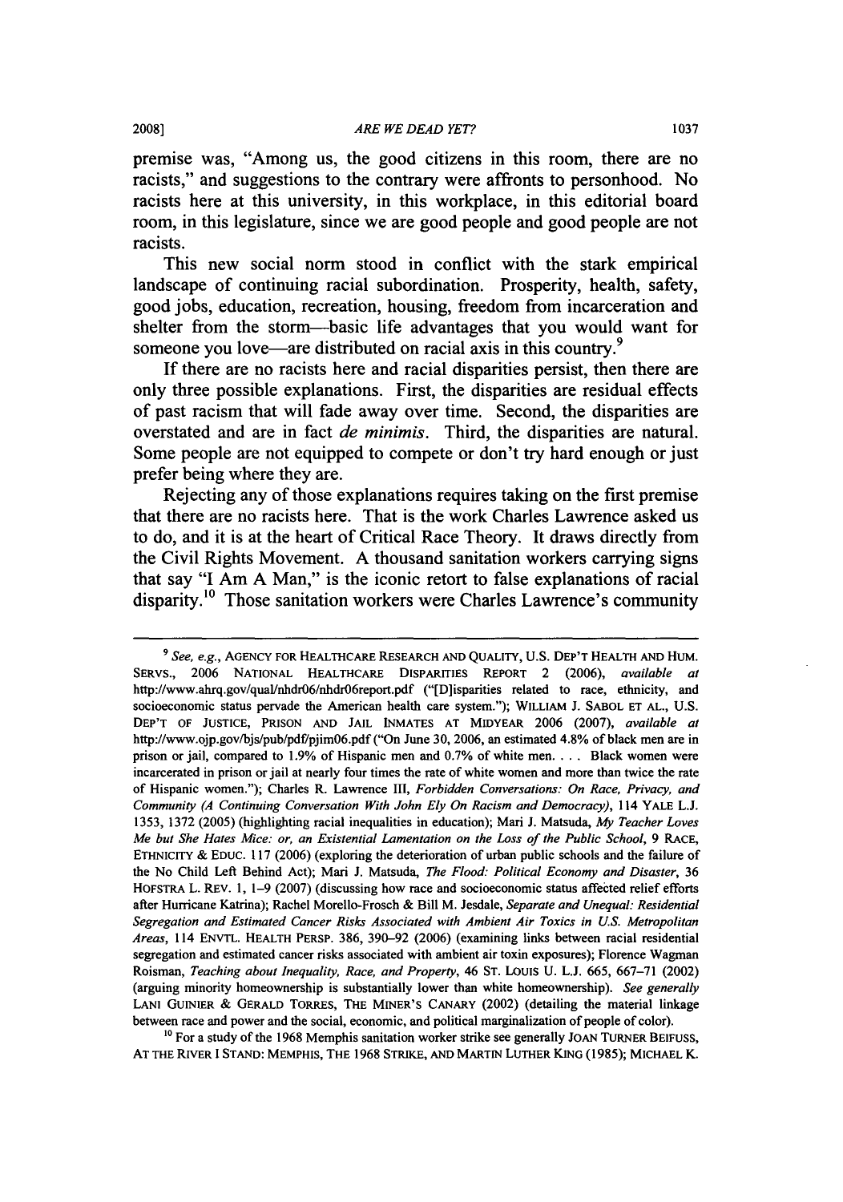premise was, "Among us, the good citizens in this room, there are no racists," and suggestions to the contrary were affronts to personhood. No racists here at this university, in this workplace, in this editorial board room, in this legislature, since we are good people and good people are not racists.

This new social norm stood in conflict with the stark empirical landscape of continuing racial subordination. Prosperity, health, safety, good jobs, education, recreation, housing, freedom from incarceration and shelter from the storm—basic life advantages that you would want for someone you love—are distributed on racial axis in this country.[9]

If there are no racists here and racial disparities persist, then there are only three possible explanations. First, the disparities are residual effects of past racism that will fade away over time. Second, the disparities are overstated and are in fact *de minimis*. Third, the disparities are natural. Some people are not equipped to compete or don't try hard enough or just prefer being where they are.

Rejecting any of those explanations requires taking on the first premise that there are no racists here. That is the work Charles Lawrence asked us to do, and it is at the heart of Critical Race Theory. It draws directly from the Civil Rights Movement. A thousand sanitation workers carrying signs that say "I Am A Man," is the iconic retort to false explanations of racial disparity.[10] Those sanitation workers were Charles Lawrence's community

---

[9] *See, e.g.*, AGENCY FOR HEALTHCARE RESEARCH AND QUALITY, U.S. DEP'T HEALTH AND HUM. SERVS., 2006 NATIONAL HEALTHCARE DISPARITIES REPORT 2 (2006), *available at* http://www.ahrq.gov/qual/nhdr06/nhdr06report.pdf ("[D]isparities related to race, ethnicity, and socioeconomic status pervade the American health care system."); WILLIAM J. SABOL ET AL., U.S. DEP'T OF JUSTICE, PRISON AND JAIL INMATES AT MIDYEAR 2006 (2007), *available at* http://www.ojp.gov/bjs/pub/pdf/pjim06.pdf ("On June 30, 2006, an estimated 4.8% of black men are in prison or jail, compared to 1.9% of Hispanic men and 0.7% of white men. . . . Black women were incarcerated in prison or jail at nearly four times the rate of white women and more than twice the rate of Hispanic women."); Charles R. Lawrence III, *Forbidden Conversations: On Race, Privacy, and Community (A Continuing Conversation With John Ely On Racism and Democracy)*, 114 YALE L.J. 1353, 1372 (2005) (highlighting racial inequalities in education); Mari J. Matsuda, *My Teacher Loves Me but She Hates Mice: or, an Existential Lamentation on the Loss of the Public School*, 9 RACE, ETHNICITY & EDUC. 117 (2006) (exploring the deterioration of urban public schools and the failure of the No Child Left Behind Act); Mari J. Matsuda, *The Flood: Political Economy and Disaster*, 36 HOFSTRA L. REV. 1, 1–9 (2007) (discussing how race and socioeconomic status affected relief efforts after Hurricane Katrina); Rachel Morello-Frosch & Bill M. Jesdale, *Separate and Unequal: Residential Segregation and Estimated Cancer Risks Associated with Ambient Air Toxics in U.S. Metropolitan Areas*, 114 ENVTL. HEALTH PERSP. 386, 390–92 (2006) (examining links between racial residential segregation and estimated cancer risks associated with ambient air toxin exposures); Florence Wagman Roisman, *Teaching about Inequality, Race, and Property*, 46 ST. LOUIS U. L.J. 665, 667–71 (2002) (arguing minority homeownership is substantially lower than white homeownership). *See generally* LANI GUINIER & GERALD TORRES, THE MINER'S CANARY (2002) (detailing the material linkage between race and power and the social, economic, and political marginalization of people of color).

[10] For a study of the 1968 Memphis sanitation worker strike see generally JOAN TURNER BEIFUSS, AT THE RIVER I STAND: MEMPHIS, THE 1968 STRIKE, AND MARTIN LUTHER KING (1985); MICHAEL K.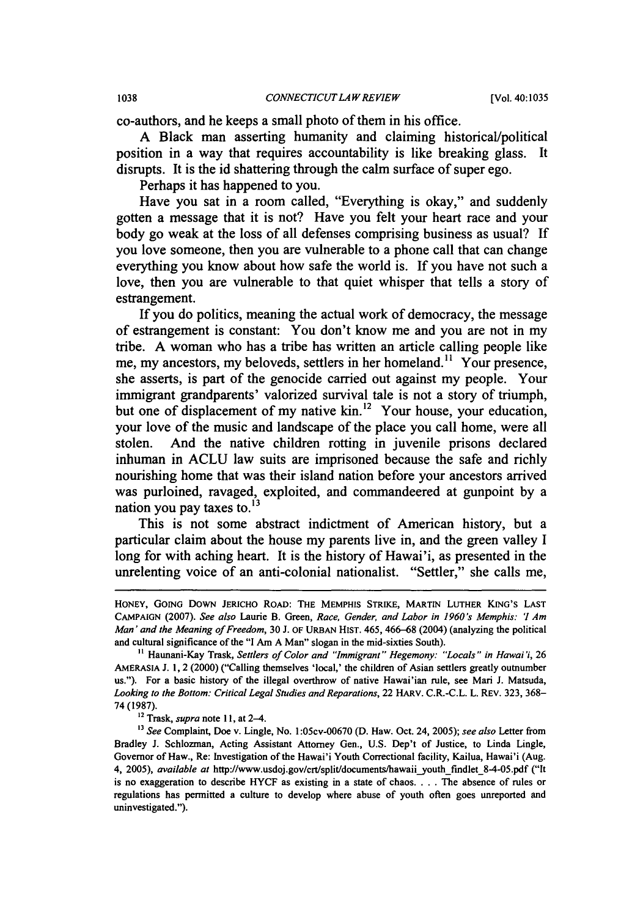co-authors, and he keeps a small photo of them in his office.

A Black man asserting humanity and claiming historical/political position in a way that requires accountability is like breaking glass. It disrupts. It is the id shattering through the calm surface of super ego.

Perhaps it has happened to you.

Have you sat in a room called, "Everything is okay," and suddenly gotten a message that it is not? Have you felt your heart race and your body go weak at the loss of all defenses comprising business as usual? If you love someone, then you are vulnerable to a phone call that can change everything you know about how safe the world is. If you have not such a love, then you are vulnerable to that quiet whisper that tells a story of estrangement.

If you do politics, meaning the actual work of democracy, the message of estrangement is constant: You don't know me and you are not in my tribe. A woman who has a tribe has written an article calling people like me, my ancestors, my beloveds, settlers in her homeland.[11] Your presence, she asserts, is part of the genocide carried out against my people. Your immigrant grandparents' valorized survival tale is not a story of triumph, but one of displacement of my native kin.[12] Your house, your education, your love of the music and landscape of the place you call home, were all stolen. And the native children rotting in juvenile prisons declared inhuman in ACLU law suits are imprisoned because the safe and richly nourishing home that was their island nation before your ancestors arrived was purloined, ravaged, exploited, and commandeered at gunpoint by a nation you pay taxes to.[13]

This is not some abstract indictment of American history, but a particular claim about the house my parents live in, and the green valley I long for with aching heart. It is the history of Hawai'i, as presented in the unrelenting voice of an anti-colonial nationalist. "Settler," she calls me,

---

HONEY, GOING DOWN JERICHO ROAD: THE MEMPHIS STRIKE, MARTIN LUTHER KING'S LAST CAMPAIGN (2007). *See also* Laurie B. Green, *Race, Gender, and Labor in 1960's Memphis: 'I Am Man' and the Meaning of Freedom*, 30 J. OF URBAN HIST. 465, 466–68 (2004) (analyzing the political and cultural significance of the "I Am A Man" slogan in the mid-sixties South).

[11] Haunani-Kay Trask, *Settlers of Color and "Immigrant" Hegemony: "Locals" in Hawai'i*, 26 AMERASIA J. 1, 2 (2000) ("Calling themselves 'local,' the children of Asian settlers greatly outnumber us."). For a basic history of the illegal overthrow of native Hawai'ian rule, see Mari J. Matsuda, *Looking to the Bottom: Critical Legal Studies and Reparations*, 22 HARV. C.R.-C.L. L. REV. 323, 368–74 (1987).

[12] Trask, *supra* note 11, at 2–4.

[13] *See* Complaint, Doe v. Lingle, No. 1:05cv-00670 (D. Haw. Oct. 24, 2005); *see also* Letter from Bradley J. Schlozman, Acting Assistant Attorney Gen., U.S. Dep't of Justice, to Linda Lingle, Governor of Haw., Re: Investigation of the Hawai'i Youth Correctional facility, Kailua, Hawai'i (Aug. 4, 2005), *available at* http://www.usdoj.gov/crt/split/documents/hawaii_youth_findlet_8-4-05.pdf ("It is no exaggeration to describe HYCF as existing in a state of chaos. . . . The absence of rules or regulations has permitted a culture to develop where abuse of youth often goes unreported and uninvestigated.").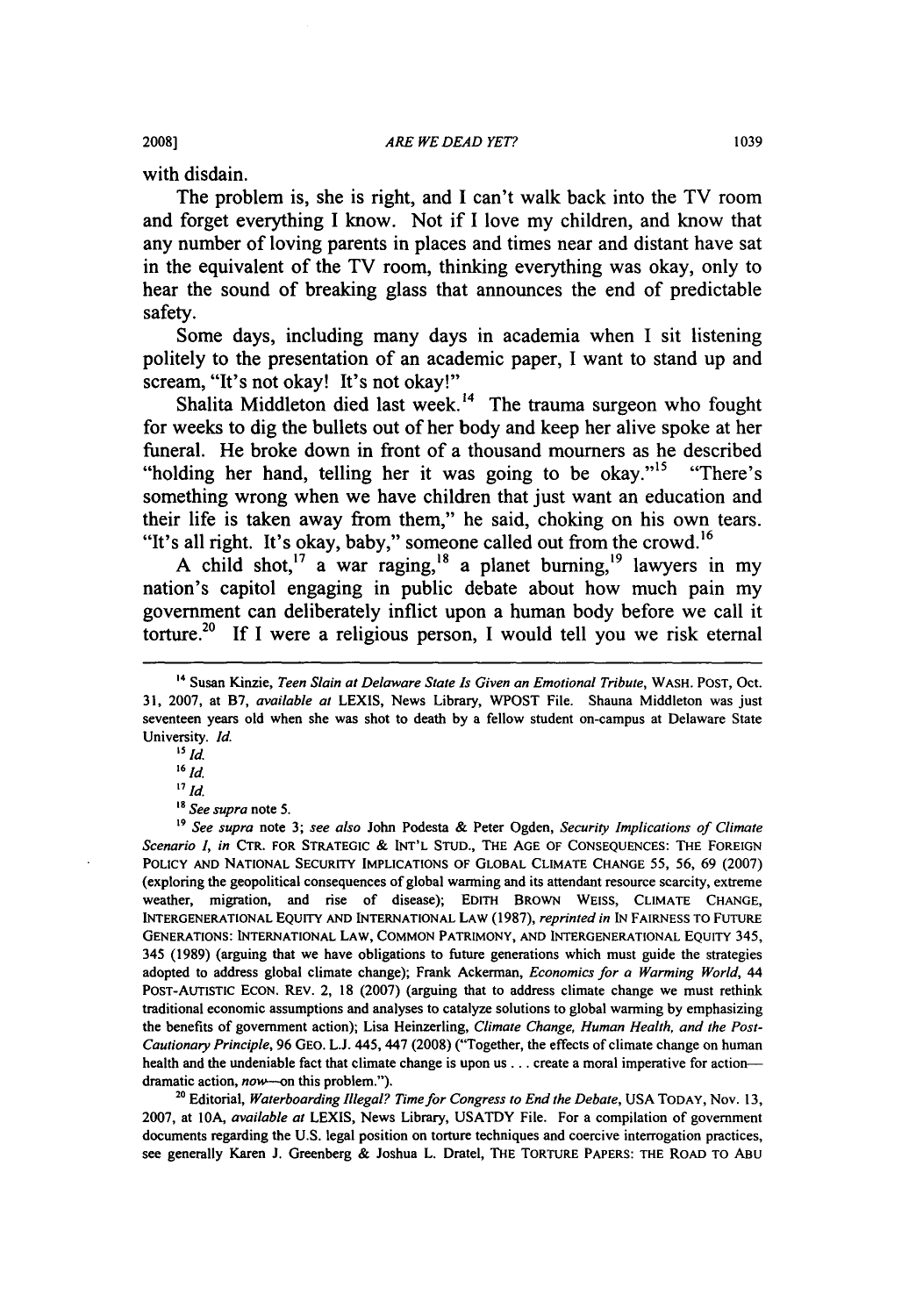with disdain.

The problem is, she is right, and I can't walk back into the TV room and forget everything I know. Not if I love my children, and know that any number of loving parents in places and times near and distant have sat in the equivalent of the TV room, thinking everything was okay, only to hear the sound of breaking glass that announces the end of predictable safety.

Some days, including many days in academia when I sit listening politely to the presentation of an academic paper, I want to stand up and scream, "It's not okay! It's not okay!"

Shalita Middleton died last week.[14] The trauma surgeon who fought for weeks to dig the bullets out of her body and keep her alive spoke at her funeral. He broke down in front of a thousand mourners as he described "holding her hand, telling her it was going to be okay."[15] "There's something wrong when we have children that just want an education and their life is taken away from them," he said, choking on his own tears. "It's all right. It's okay, baby," someone called out from the crowd.[16]

A child shot,[17] a war raging,[18] a planet burning,[19] lawyers in my nation's capitol engaging in public debate about how much pain my government can deliberately inflict upon a human body before we call it torture.[20] If I were a religious person, I would tell you we risk eternal

---

[14] Susan Kinzie, *Teen Slain at Delaware State Is Given an Emotional Tribute*, WASH. POST, Oct. 31, 2007, at B7, *available at* LEXIS, News Library, WPOST File. Shauna Middleton was just seventeen years old when she was shot to death by a fellow student on-campus at Delaware State University. *Id.*

[15] *Id.*

[16] *Id.*

[17] *Id.*

[18] *See supra* note 5.

[19] *See supra* note 3; *see also* John Podesta & Peter Ogden, *Security Implications of Climate Scenario 1*, *in* CTR. FOR STRATEGIC & INT'L STUD., THE AGE OF CONSEQUENCES: THE FOREIGN POLICY AND NATIONAL SECURITY IMPLICATIONS OF GLOBAL CLIMATE CHANGE 55, 56, 69 (2007) (exploring the geopolitical consequences of global warming and its attendant resource scarcity, extreme weather, migration, and rise of disease); EDITH BROWN WEISS, CLIMATE CHANGE, INTERGENERATIONAL EQUITY AND INTERNATIONAL LAW (1987), *reprinted in* IN FAIRNESS TO FUTURE GENERATIONS: INTERNATIONAL LAW, COMMON PATRIMONY, AND INTERGENERATIONAL EQUITY 345, 345 (1989) (arguing that we have obligations to future generations which must guide the strategies adopted to address global climate change); Frank Ackerman, *Economics for a Warming World*, 44 POST-AUTISTIC ECON. REV. 2, 18 (2007) (arguing that to address climate change we must rethink traditional economic assumptions and analyses to catalyze solutions to global warming by emphasizing the benefits of government action); Lisa Heinzerling, *Climate Change, Human Health, and the Post-Cautionary Principle*, 96 GEO. L.J. 445, 447 (2008) ("Together, the effects of climate change on human health and the undeniable fact that climate change is upon us . . . create a moral imperative for action—dramatic action, *now*—on this problem.").

[20] Editorial, *Waterboarding Illegal? Time for Congress to End the Debate*, USA TODAY, Nov. 13, 2007, at 10A, *available at* LEXIS, News Library, USATDY File. For a compilation of government documents regarding the U.S. legal position on torture techniques and coercive interrogation practices, see generally Karen J. Greenberg & Joshua L. Dratel, THE TORTURE PAPERS: THE ROAD TO ABU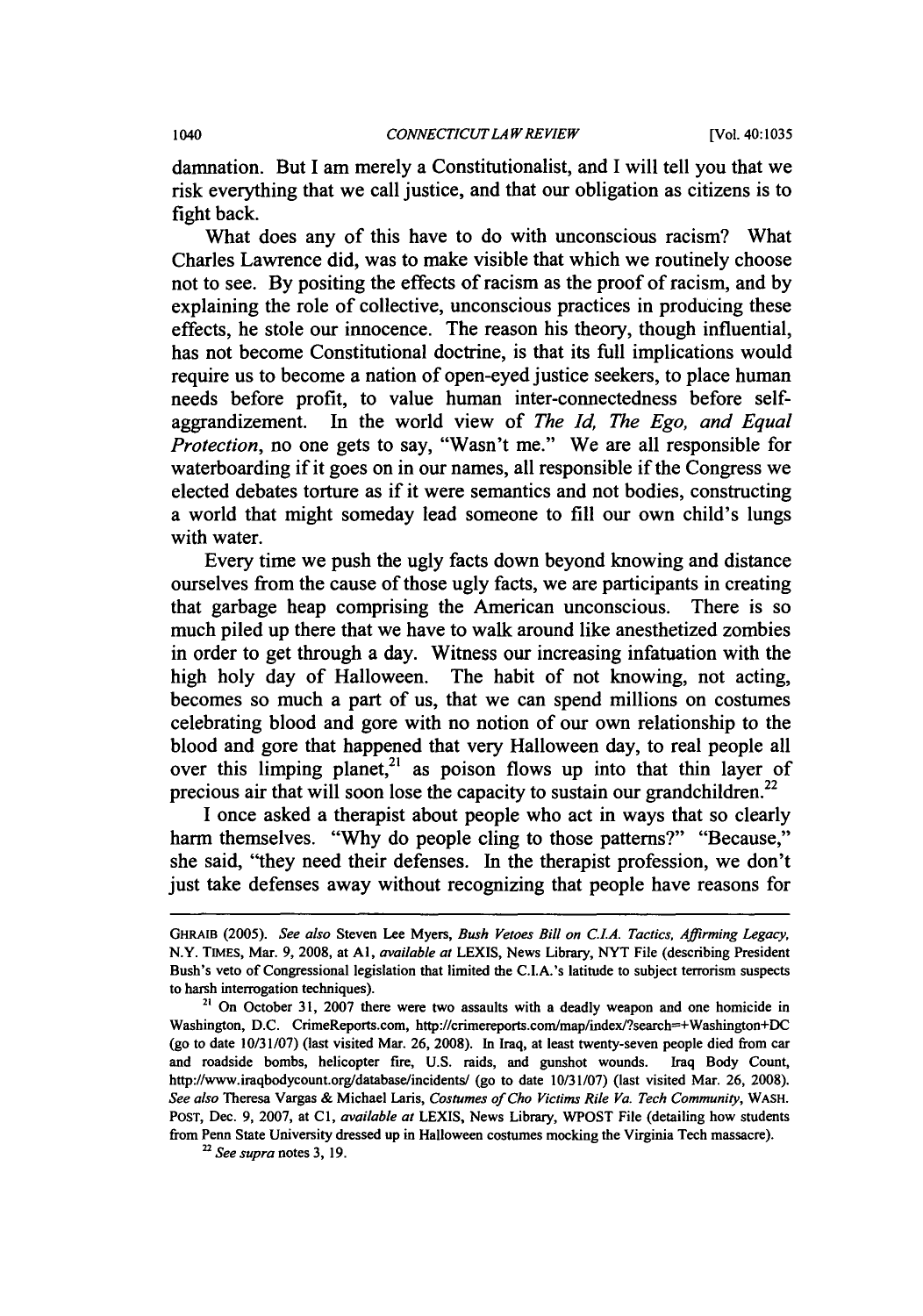damnation. But I am merely a Constitutionalist, and I will tell you that we risk everything that we call justice, and that our obligation as citizens is to fight back.

What does any of this have to do with unconscious racism? What Charles Lawrence did, was to make visible that which we routinely choose not to see. By positing the effects of racism as the proof of racism, and by explaining the role of collective, unconscious practices in producing these effects, he stole our innocence. The reason his theory, though influential, has not become Constitutional doctrine, is that its full implications would require us to become a nation of open-eyed justice seekers, to place human needs before profit, to value human inter-connectedness before self-aggrandizement. In the world view of *The Id, The Ego, and Equal Protection*, no one gets to say, "Wasn't me." We are all responsible for waterboarding if it goes on in our names, all responsible if the Congress we elected debates torture as if it were semantics and not bodies, constructing a world that might someday lead someone to fill our own child's lungs with water.

Every time we push the ugly facts down beyond knowing and distance ourselves from the cause of those ugly facts, we are participants in creating that garbage heap comprising the American unconscious. There is so much piled up there that we have to walk around like anesthetized zombies in order to get through a day. Witness our increasing infatuation with the high holy day of Halloween. The habit of not knowing, not acting, becomes so much a part of us, that we can spend millions on costumes celebrating blood and gore with no notion of our own relationship to the blood and gore that happened that very Halloween day, to real people all over this limping planet,[21] as poison flows up into that thin layer of precious air that will soon lose the capacity to sustain our grandchildren.[22]

I once asked a therapist about people who act in ways that so clearly harm themselves. "Why do people cling to those patterns?" "Because," she said, "they need their defenses. In the therapist profession, we don't just take defenses away without recognizing that people have reasons for

---

GHRAIB (2005). *See also* Steven Lee Myers, *Bush Vetoes Bill on C.I.A. Tactics, Affirming Legacy*, N.Y. TIMES, Mar. 9, 2008, at A1, *available at* LEXIS, News Library, NYT File (describing President Bush's veto of Congressional legislation that limited the C.I.A.'s latitude to subject terrorism suspects to harsh interrogation techniques).

[21] On October 31, 2007 there were two assaults with a deadly weapon and one homicide in Washington, D.C. CrimeReports.com, http://crimereports.com/map/index/?search=+Washington+DC (go to date 10/31/07) (last visited Mar. 26, 2008). In Iraq, at least twenty-seven people died from car and roadside bombs, helicopter fire, U.S. raids, and gunshot wounds. Iraq Body Count, http://www.iraqbodycount.org/database/incidents/ (go to date 10/31/07) (last visited Mar. 26, 2008). *See also* Theresa Vargas & Michael Laris, *Costumes of Cho Victims Rile Va. Tech Community*, WASH. POST, Dec. 9, 2007, at C1, *available at* LEXIS, News Library, WPOST File (detailing how students from Penn State University dressed up in Halloween costumes mocking the Virginia Tech massacre).

[22] *See supra* notes 3, 19.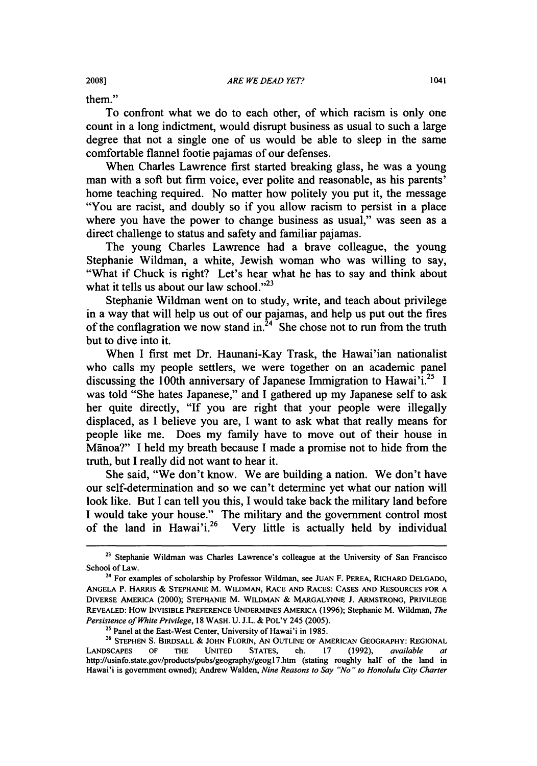them."

To confront what we do to each other, of which racism is only one count in a long indictment, would disrupt business as usual to such a large degree that not a single one of us would be able to sleep in the same comfortable flannel footie pajamas of our defenses.

When Charles Lawrence first started breaking glass, he was a young man with a soft but firm voice, ever polite and reasonable, as his parents' home teaching required. No matter how politely you put it, the message "You are racist, and doubly so if you allow racism to persist in a place where you have the power to change business as usual," was seen as a direct challenge to status and safety and familiar pajamas.

The young Charles Lawrence had a brave colleague, the young Stephanie Wildman, a white, Jewish woman who was willing to say, "What if Chuck is right? Let's hear what he has to say and think about what it tells us about our law school."[23]

Stephanie Wildman went on to study, write, and teach about privilege in a way that will help us out of our pajamas, and help us put out the fires of the conflagration we now stand in.[24] She chose not to run from the truth but to dive into it.

When I first met Dr. Haunani-Kay Trask, the Hawai'ian nationalist who calls my people settlers, we were together on an academic panel discussing the 100th anniversary of Japanese Immigration to Hawai'i.[25] I was told "She hates Japanese," and I gathered up my Japanese self to ask her quite directly, "If you are right that your people were illegally displaced, as I believe you are, I want to ask what that really means for people like me. Does my family have to move out of their house in Mānoa?" I held my breath because I made a promise not to hide from the truth, but I really did not want to hear it.

She said, "We don't know. We are building a nation. We don't have our self-determination and so we can't determine yet what our nation will look like. But I can tell you this, I would take back the military land before I would take your house." The military and the government control most of the land in Hawai'i.[26] Very little is actually held by individual

---

[23] Stephanie Wildman was Charles Lawrence's colleague at the University of San Francisco School of Law.

[24] For examples of scholarship by Professor Wildman, see JUAN F. PEREA, RICHARD DELGADO, ANGELA P. HARRIS & STEPHANIE M. WILDMAN, RACE AND RACES: CASES AND RESOURCES FOR A DIVERSE AMERICA (2000); STEPHANIE M. WILDMAN & MARGALYNNE J. ARMSTRONG, PRIVILEGE REVEALED: HOW INVISIBLE PREFERENCE UNDERMINES AMERICA (1996); Stephanie M. Wildman, *The Persistence of White Privilege*, 18 WASH. U. J.L. & POL'Y 245 (2005).

[25] Panel at the East-West Center, University of Hawai'i in 1985.

[26] STEPHEN S. BIRDSALL & JOHN FLORIN, AN OUTLINE OF AMERICAN GEOGRAPHY: REGIONAL LANDSCAPES OF THE UNITED STATES, ch. 17 (1992), *available at* http://usinfo.state.gov/products/pubs/geography/geog17.htm (stating roughly half of the land in Hawai'i is government owned); Andrew Walden, *Nine Reasons to Say "No" to Honolulu City Charter*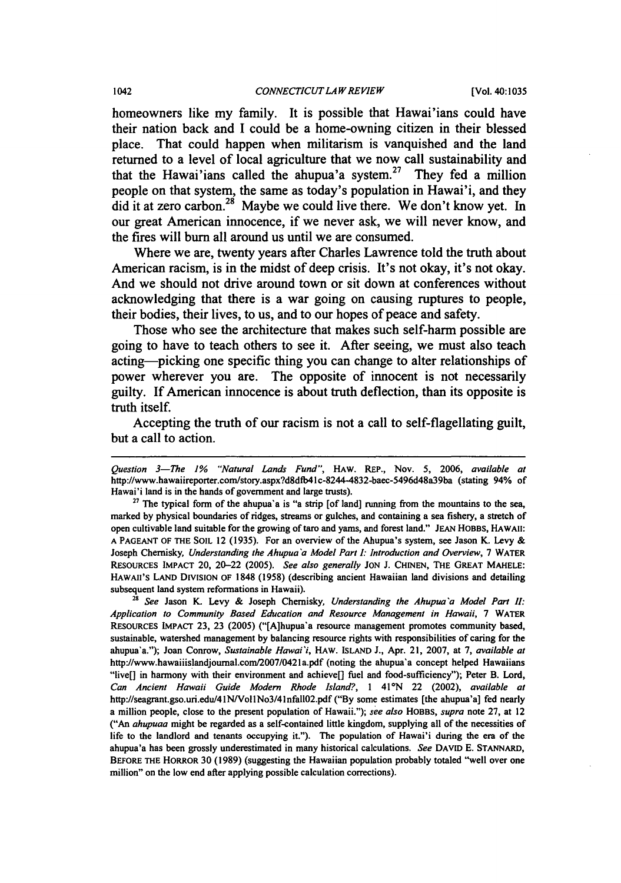homeowners like my family. It is possible that Hawai'ians could have their nation back and I could be a home-owning citizen in their blessed place. That could happen when militarism is vanquished and the land returned to a level of local agriculture that we now call sustainability and that the Hawai'ians called the ahupua'a system.[27] They fed a million people on that system, the same as today's population in Hawai'i, and they did it at zero carbon.[28] Maybe we could live there. We don't know yet. In our great American innocence, if we never ask, we will never know, and the fires will burn all around us until we are consumed.

Where we are, twenty years after Charles Lawrence told the truth about American racism, is in the midst of deep crisis. It's not okay, it's not okay. And we should not drive around town or sit down at conferences without acknowledging that there is a war going on causing ruptures to people, their bodies, their lives, to us, and to our hopes of peace and safety.

Those who see the architecture that makes such self-harm possible are going to have to teach others to see it. After seeing, we must also teach acting—picking one specific thing you can change to alter relationships of power wherever you are. The opposite of innocent is not necessarily guilty. If American innocence is about truth deflection, than its opposite is truth itself.

Accepting the truth of our racism is not a call to self-flagellating guilt, but a call to action.

---

*Question 3—The 1% "Natural Lands Fund"*, HAW. REP., Nov. 5, 2006, *available at* http://www.hawaiireporter.com/story.aspx?d8dfb41c-8244-4832-baec-5496d48a39ba (stating 94% of Hawai'i land is in the hands of government and large trusts).

[27] The typical form of the ahupua'a is "a strip [of land] running from the mountains to the sea, marked by physical boundaries of ridges, streams or gulches, and containing a sea fishery, a stretch of open cultivable land suitable for the growing of taro and yams, and forest land." JEAN HOBBS, HAWAII: A PAGEANT OF THE SOIL 12 (1935). For an overview of the Ahupua's system, see Jason K. Levy & Joseph Chernisky, *Understanding the Ahupua'a Model Part I: Introduction and Overview*, 7 WATER RESOURCES IMPACT 20, 20–22 (2005). *See also generally* JON J. CHINEN, THE GREAT MAHELE: HAWAII'S LAND DIVISION OF 1848 (1958) (describing ancient Hawaiian land divisions and detailing subsequent land system reformations in Hawaii).

[28] *See* Jason K. Levy & Joseph Chernisky, *Understanding the Ahupua'a Model Part II: Application to Community Based Education and Resource Management in Hawaii*, 7 WATER RESOURCES IMPACT 23, 23 (2005) ("[A]hupua'a resource management promotes community based, sustainable, watershed management by balancing resource rights with responsibilities of caring for the ahupua'a."); Joan Conrow, *Sustainable Hawai'i*, HAW. ISLAND J., Apr. 21, 2007, at 7, *available at* http://www.hawaiiislandjournal.com/2007/0421a.pdf (noting the ahupua'a concept helped Hawaiians "live[] in harmony with their environment and achieve[] fuel and food-sufficiency"); Peter B. Lord, *Can Ancient Hawaii Guide Modern Rhode Island?*, 1 41°N 22 (2002), *available at* http://seagrant.gso.uri.edu/41N/Vol1No3/41nfall02.pdf ("By some estimates [the ahupua'a] fed nearly a million people, close to the present population of Hawaii."); *see also* HOBBS, *supra* note 27, at 12 ("An *ahupuaa* might be regarded as a self-contained little kingdom, supplying all of the necessities of life to the landlord and tenants occupying it."). The population of Hawai'i during the era of the ahupua'a has been grossly underestimated in many historical calculations. *See* DAVID E. STANNARD, BEFORE THE HORROR 30 (1989) (suggesting the Hawaiian population probably totaled "well over one million" on the low end after applying possible calculation corrections).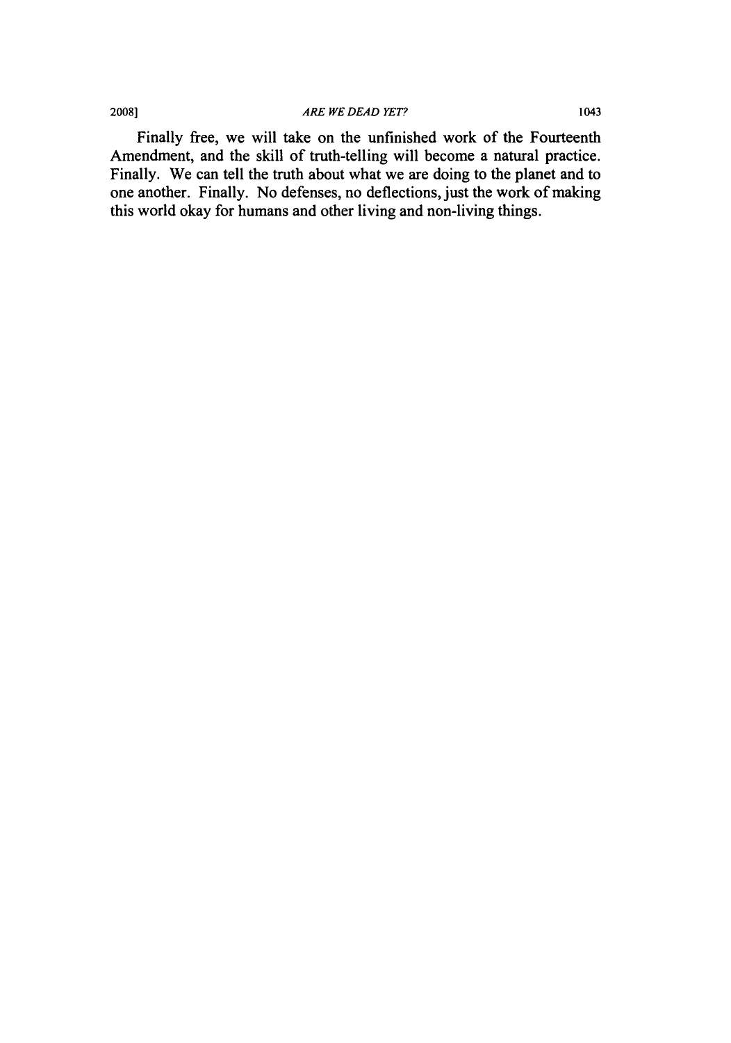Finally free, we will take on the unfinished work of the Fourteenth Amendment, and the skill of truth-telling will become a natural practice. Finally. We can tell the truth about what we are doing to the planet and to one another. Finally. No defenses, no deflections, just the work of making this world okay for humans and other living and non-living things.